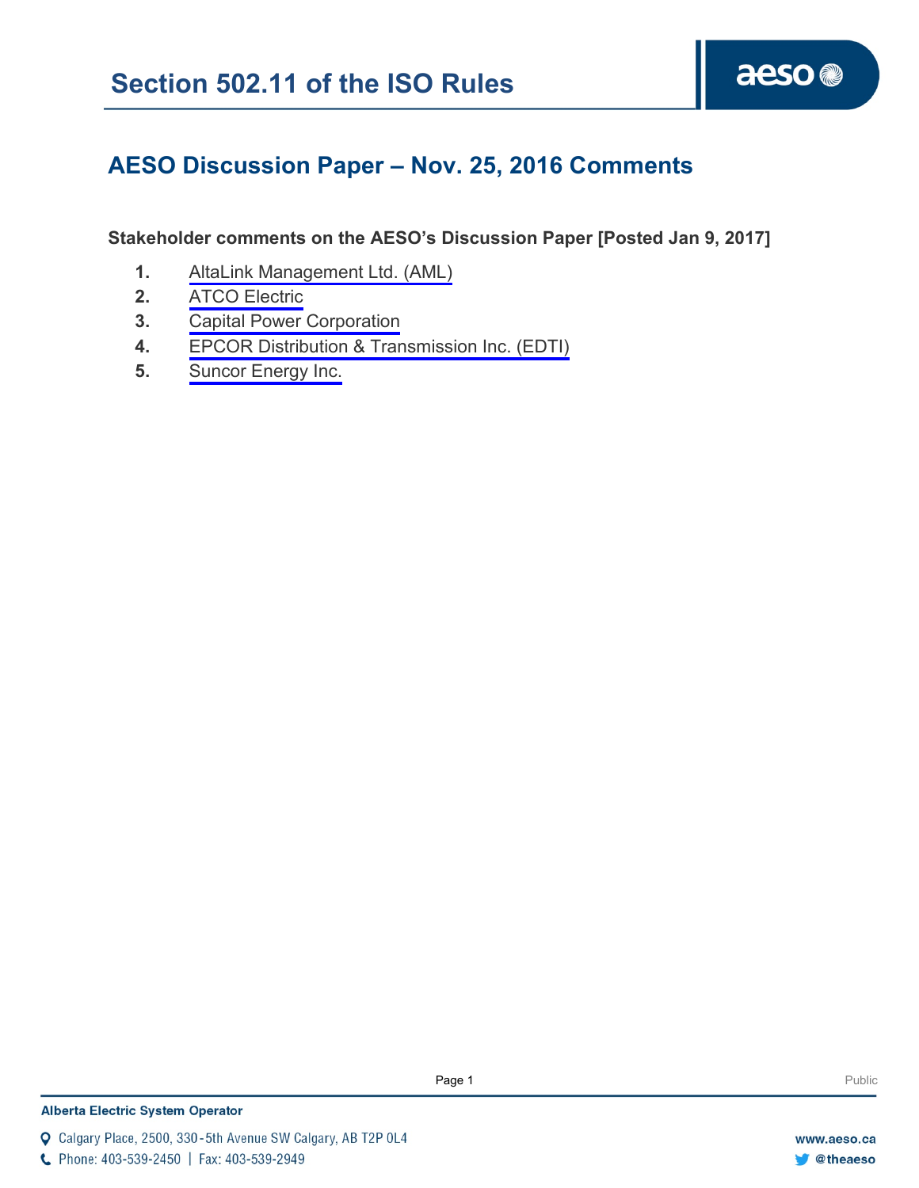# Section 502.11 of the ISO Rules

## AESO Discussion Paper – Nov. 25, 2016 Comments

**Stakeholder comments on the AESO's Discussion Paper [Posted Jan 9, 2017]**

1. AltaLink Management Ltd. (AML)
2. ATCO Electric
3. Capital Power Corporation
4. EPCOR Distribution & Transmission Inc. (EDTI)
5. Suncor Energy Inc.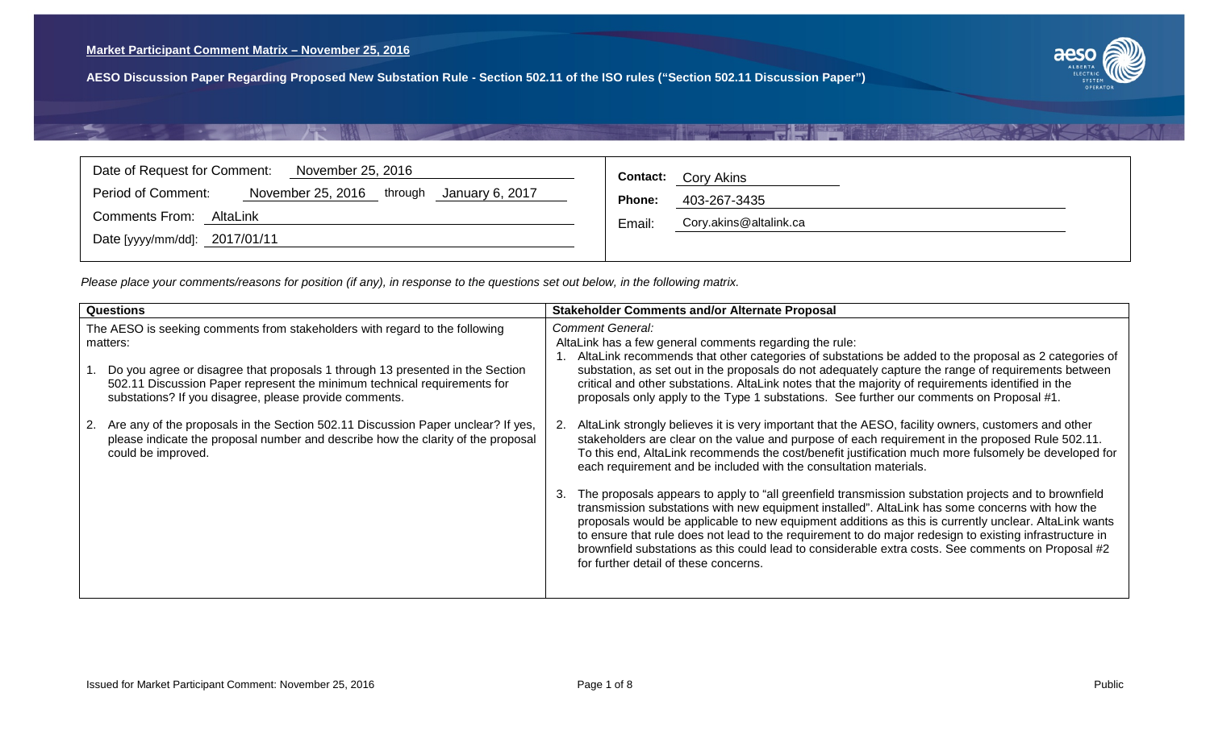**Market Participant Comment Matrix – November 25, 2016**

**AESO Discussion Paper Regarding Proposed New Substation Rule - Section 502.11 of the ISO rules ("Section 502.11 Discussion Paper")**

| | |
|---|---|
| Date of Request for Comment: November 25, 2016 | **Contact:** Cory Akins |
| Period of Comment: November 25, 2016 through January 6, 2017 | **Phone:** 403-267-3435 |
| Comments From: AltaLink | Email: Cory.akins@altalink.ca |
| Date [yyyy/mm/dd]: 2017/01/11 | |

*Please place your comments/reasons for position (if any), in response to the questions set out below, in the following matrix.*

| Questions | Stakeholder Comments and/or Alternate Proposal |
|---|---|
| The AESO is seeking comments from stakeholders with regard to the following matters:<br><br>1. Do you agree or disagree that proposals 1 through 13 presented in the Section 502.11 Discussion Paper represent the minimum technical requirements for substations? If you disagree, please provide comments.<br><br>2. Are any of the proposals in the Section 502.11 Discussion Paper unclear? If yes, please indicate the proposal number and describe how the clarity of the proposal could be improved. | *Comment General:*<br>AltaLink has a few general comments regarding the rule:<br>1. AltaLink recommends that other categories of substations be added to the proposal as 2 categories of substation, as set out in the proposals do not adequately capture the range of requirements between critical and other substations. AltaLink notes that the majority of requirements identified in the proposals only apply to the Type 1 substations. See further our comments on Proposal #1.<br><br>2. AltaLink strongly believes it is very important that the AESO, facility owners, customers and other stakeholders are clear on the value and purpose of each requirement in the proposed Rule 502.11. To this end, AltaLink recommends the cost/benefit justification much more fulsomely be developed for each requirement and be included with the consultation materials.<br><br>3. The proposals appears to apply to "all greenfield transmission substation projects and to brownfield transmission substations with new equipment installed". AltaLink has some concerns with how the proposals would be applicable to new equipment additions as this is currently unclear. AltaLink wants to ensure that rule does not lead to the requirement to do major redesign to existing infrastructure in brownfield substations as this could lead to considerable extra costs. See comments on Proposal #2 for further detail of these concerns. |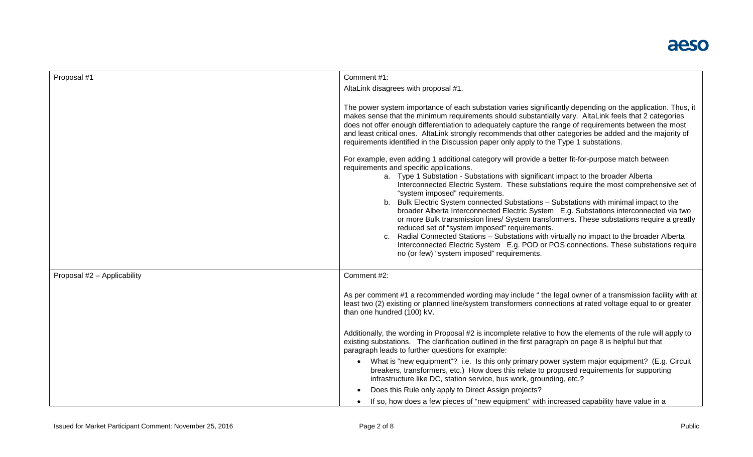| | |
|---|---|
| Proposal #1 | Comment #1:<br>AltaLink disagrees with proposal #1.<br><br>The power system importance of each substation varies significantly depending on the application. Thus, it makes sense that the minimum requirements should substantially vary. AltaLink feels that 2 categories does not offer enough differentiation to adequately capture the range of requirements between the most and least critical ones. AltaLink strongly recommends that other categories be added and the majority of requirements identified in the Discussion paper only apply to the Type 1 substations.<br><br>For example, even adding 1 additional category will provide a better fit-for-purpose match between requirements and specific applications.<br>a. Type 1 Substation - Substations with significant impact to the broader Alberta Interconnected Electric System. These substations require the most comprehensive set of "system imposed" requirements.<br>b. Bulk Electric System connected Substations – Substations with minimal impact to the broader Alberta Interconnected Electric System E.g. Substations interconnected via two or more Bulk transmission lines/ System transformers. These substations require a greatly reduced set of "system imposed" requirements.<br>c. Radial Connected Stations – Substations with virtually no impact to the broader Alberta Interconnected Electric System E.g. POD or POS connections. These substations require no (or few) "system imposed" requirements. |
| Proposal #2 – Applicability | Comment #2:<br><br>As per comment #1 a recommended wording may include " the legal owner of a transmission facility with at least two (2) existing or planned line/system transformers connections at rated voltage equal to or greater than one hundred (100) kV.<br><br>Additionally, the wording in Proposal #2 is incomplete relative to how the elements of the rule will apply to existing substations. The clarification outlined in the first paragraph on page 8 is helpful but that paragraph leads to further questions for example:<br>• What is "new equipment"? i.e. Is this only primary power system major equipment? (E.g. Circuit breakers, transformers, etc.) How does this relate to proposed requirements for supporting infrastructure like DC, station service, bus work, grounding, etc.?<br>• Does this Rule only apply to Direct Assign projects?<br>• If so, how does a few pieces of "new equipment" with increased capability have value in a |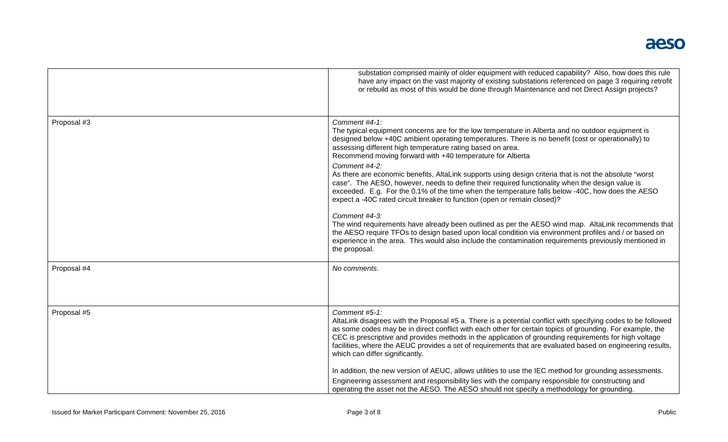| | |
|---|---|
| | substation comprised mainly of older equipment with reduced capability? Also, how does this rule have any impact on the vast majority of existing substations referenced on page 3 requiring retrofit or rebuild as most of this would be done through Maintenance and not Direct Assign projects? |
| Proposal #3 | *Comment #4-1:*<br>The typical equipment concerns are for the low temperature in Alberta and no outdoor equipment is designed below +40C ambient operating temperatures. There is no benefit (cost or operationally) to assessing different high temperature rating based on area.<br>Recommend moving forward with +40 temperature for Alberta<br><br>*Comment #4-2:*<br>As there are economic benefits, AltaLink supports using design criteria that is not the absolute "worst case". The AESO, however, needs to define their required functionality when the design value is exceeded. E.g. For the 0.1% of the time when the temperature falls below -40C, how does the AESO expect a -40C rated circuit breaker to function (open or remain closed)?<br><br>*Comment #4-3:*<br>The wind requirements have already been outlined as per the AESO wind map. AltaLink recommends that the AESO require TFOs to design based upon local condition via environment profiles and / or based on experience in the area. This would also include the contamination requirements previously mentioned in the proposal. |
| Proposal #4 | *No comments.* |
| Proposal #5 | *Comment #5-1:*<br>AltaLink disagrees with the Proposal #5 a. There is a potential conflict with specifying codes to be followed as some codes may be in direct conflict with each other for certain topics of grounding. For example, the CEC is prescriptive and provides methods in the application of grounding requirements for high voltage facilities, where the AEUC provides a set of requirements that are evaluated based on engineering results, which can differ significantly.<br><br>In addition, the new version of AEUC, allows utilities to use the IEC method for grounding assessments.<br><br>Engineering assessment and responsibility lies with the company responsible for constructing and operating the asset not the AESO. The AESO should not specify a methodology for grounding. |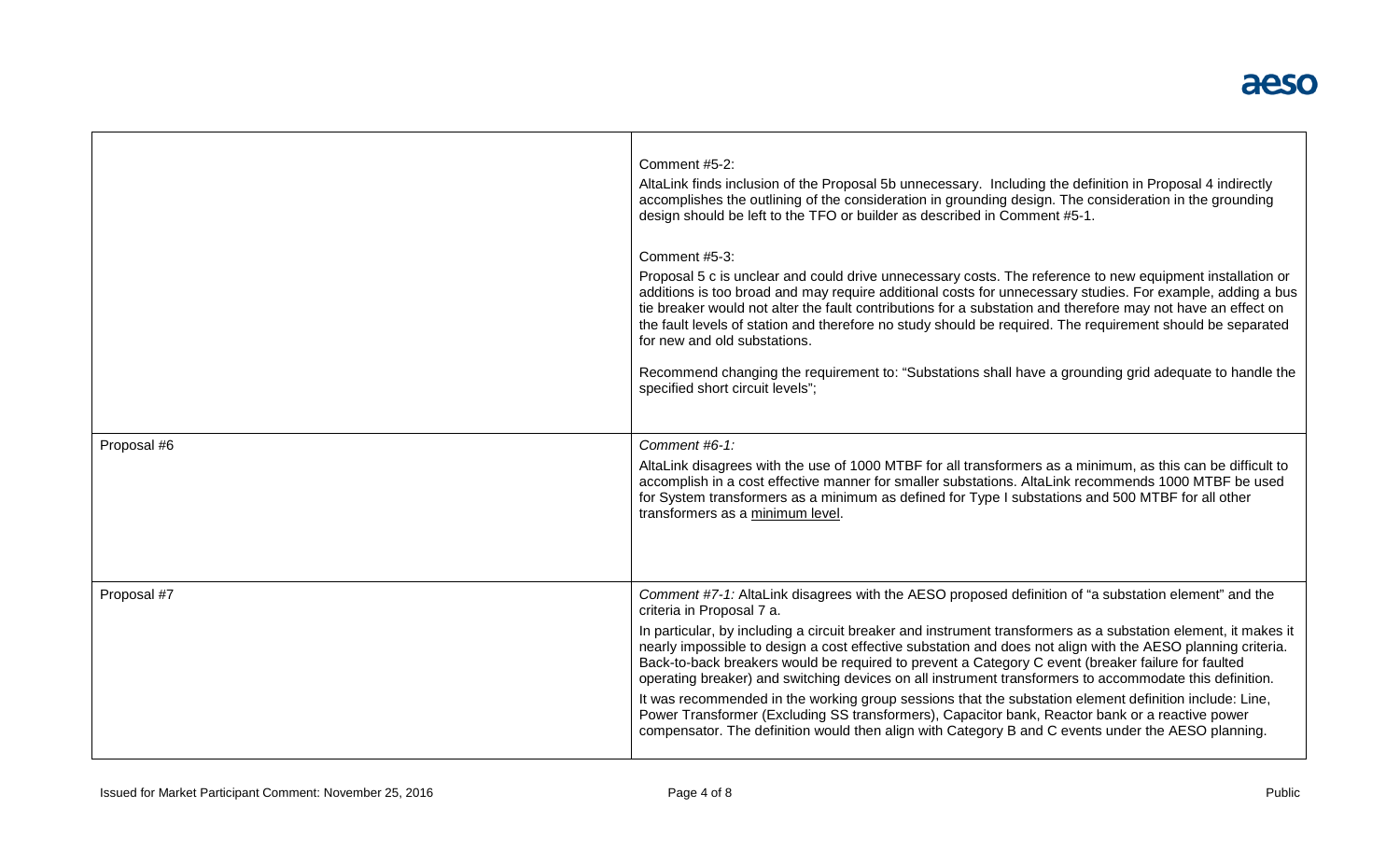| | |
|---|---|
| | Comment #5-2:<br>AltaLink finds inclusion of the Proposal 5b unnecessary. Including the definition in Proposal 4 indirectly accomplishes the outlining of the consideration in grounding design. The consideration in the grounding design should be left to the TFO or builder as described in Comment #5-1.<br><br>Comment #5-3:<br>Proposal 5 c is unclear and could drive unnecessary costs. The reference to new equipment installation or additions is too broad and may require additional costs for unnecessary studies. For example, adding a bus tie breaker would not alter the fault contributions for a substation and therefore may not have an effect on the fault levels of station and therefore no study should be required. The requirement should be separated for new and old substations.<br><br>Recommend changing the requirement to: "Substations shall have a grounding grid adequate to handle the specified short circuit levels"; |
| Proposal #6 | *Comment #6-1:*<br>AltaLink disagrees with the use of 1000 MTBF for all transformers as a minimum, as this can be difficult to accomplish in a cost effective manner for smaller substations. AltaLink recommends 1000 MTBF be used for System transformers as a minimum as defined for Type I substations and 500 MTBF for all other transformers as a <u>minimum level</u>. |
| Proposal #7 | *Comment #7-1:* AltaLink disagrees with the AESO proposed definition of "a substation element" and the criteria in Proposal 7 a.<br>In particular, by including a circuit breaker and instrument transformers as a substation element, it makes it nearly impossible to design a cost effective substation and does not align with the AESO planning criteria. Back-to-back breakers would be required to prevent a Category C event (breaker failure for faulted operating breaker) and switching devices on all instrument transformers to accommodate this definition.<br>It was recommended in the working group sessions that the substation element definition include: Line, Power Transformer (Excluding SS transformers), Capacitor bank, Reactor bank or a reactive power compensator. The definition would then align with Category B and C events under the AESO planning. |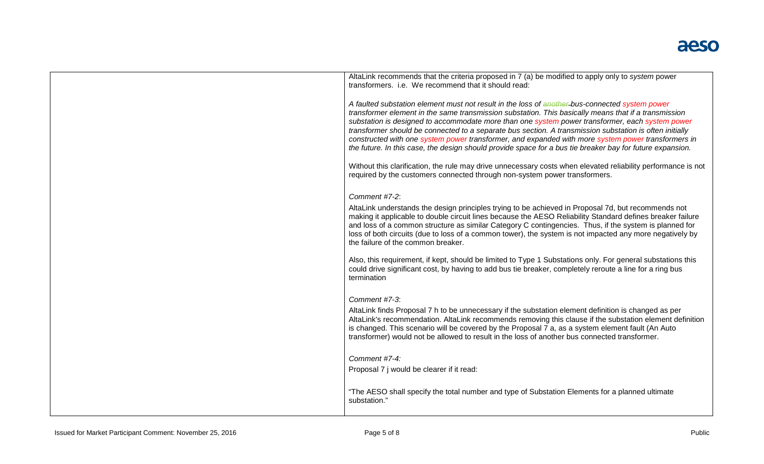| | |
|---|---|
| | AltaLink recommends that the criteria proposed in 7 (a) be modified to apply only to *system* power transformers. i.e. We recommend that it should read:<br><br>*A faulted substation element must not result in the loss of ~~another~~ bus-connected system power transformer element in the same transmission substation. This basically means that if a transmission substation is designed to accommodate more than one system power transformer, each system power transformer should be connected to a separate bus section. A transmission substation is often initially constructed with one system power transformer, and expanded with more system power transformers in the future. In this case, the design should provide space for a bus tie breaker bay for future expansion.*<br><br>Without this clarification, the rule may drive unnecessary costs when elevated reliability performance is not required by the customers connected through non-system power transformers.<br><br>*Comment #7-2*:<br><br>AltaLink understands the design principles trying to be achieved in Proposal 7d, but recommends not making it applicable to double circuit lines because the AESO Reliability Standard defines breaker failure and loss of a common structure as similar Category C contingencies. Thus, if the system is planned for loss of both circuits (due to loss of a common tower), the system is not impacted any more negatively by the failure of the common breaker.<br><br>Also, this requirement, if kept, should be limited to Type 1 Substations only. For general substations this could drive significant cost, by having to add bus tie breaker, completely reroute a line for a ring bus termination<br><br>*Comment #7-3*:<br><br>AltaLink finds Proposal 7 h to be unnecessary if the substation element definition is changed as per AltaLink's recommendation. AltaLink recommends removing this clause if the substation element definition is changed. This scenario will be covered by the Proposal 7 a, as a system element fault (An Auto transformer) would not be allowed to result in the loss of another bus connected transformer.<br><br>*Comment #7-4:*<br><br>Proposal 7 j would be clearer if it read:<br><br>"The AESO shall specify the total number and type of Substation Elements for a planned ultimate substation." |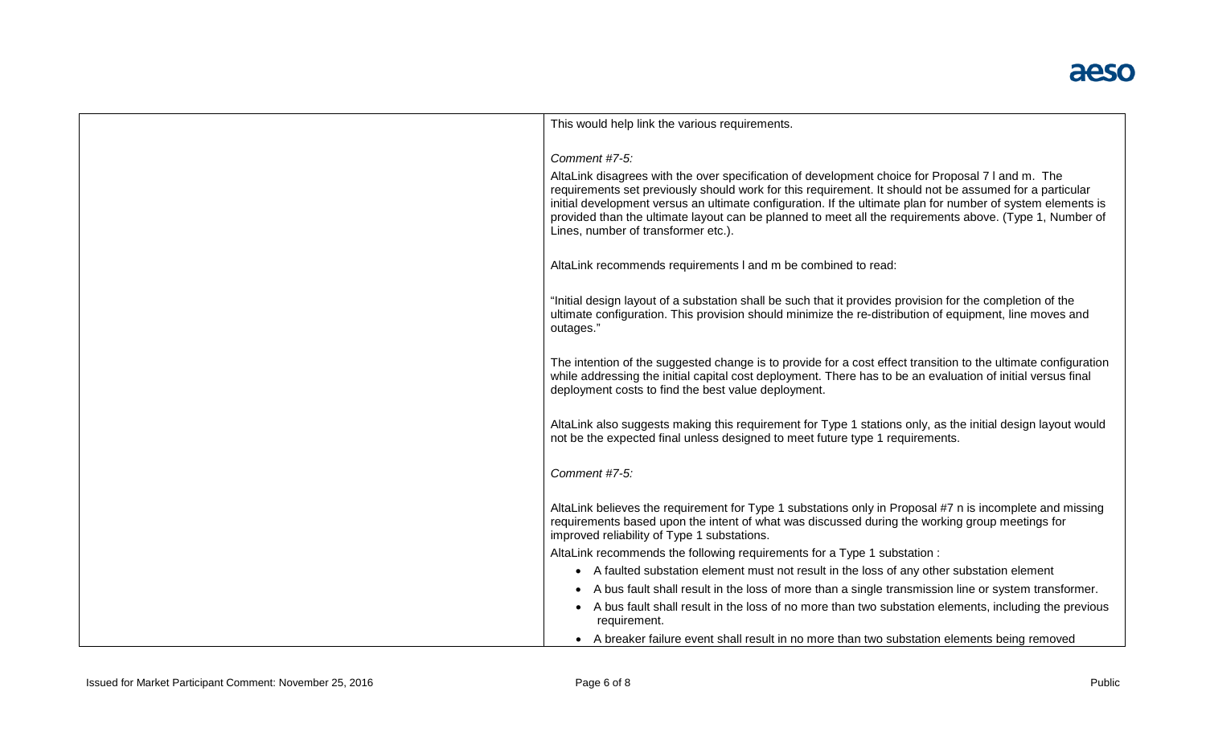| | |
|---|---|
| | This would help link the various requirements.<br><br>*Comment #7-5:*<br>AltaLink disagrees with the over specification of development choice for Proposal 7 l and m. The requirements set previously should work for this requirement. It should not be assumed for a particular initial development versus an ultimate configuration. If the ultimate plan for number of system elements is provided than the ultimate layout can be planned to meet all the requirements above. (Type 1, Number of Lines, number of transformer etc.).<br><br>AltaLink recommends requirements l and m be combined to read:<br><br>"Initial design layout of a substation shall be such that it provides provision for the completion of the ultimate configuration. This provision should minimize the re-distribution of equipment, line moves and outages."<br><br>The intention of the suggested change is to provide for a cost effect transition to the ultimate configuration while addressing the initial capital cost deployment. There has to be an evaluation of initial versus final deployment costs to find the best value deployment.<br><br>AltaLink also suggests making this requirement for Type 1 stations only, as the initial design layout would not be the expected final unless designed to meet future type 1 requirements.<br><br>*Comment #7-5:*<br><br>AltaLink believes the requirement for Type 1 substations only in Proposal #7 n is incomplete and missing requirements based upon the intent of what was discussed during the working group meetings for improved reliability of Type 1 substations.<br>AltaLink recommends the following requirements for a Type 1 substation :<br>• A faulted substation element must not result in the loss of any other substation element<br>• A bus fault shall result in the loss of more than a single transmission line or system transformer.<br>• A bus fault shall result in the loss of no more than two substation elements, including the previous requirement.<br>• A breaker failure event shall result in no more than two substation elements being removed |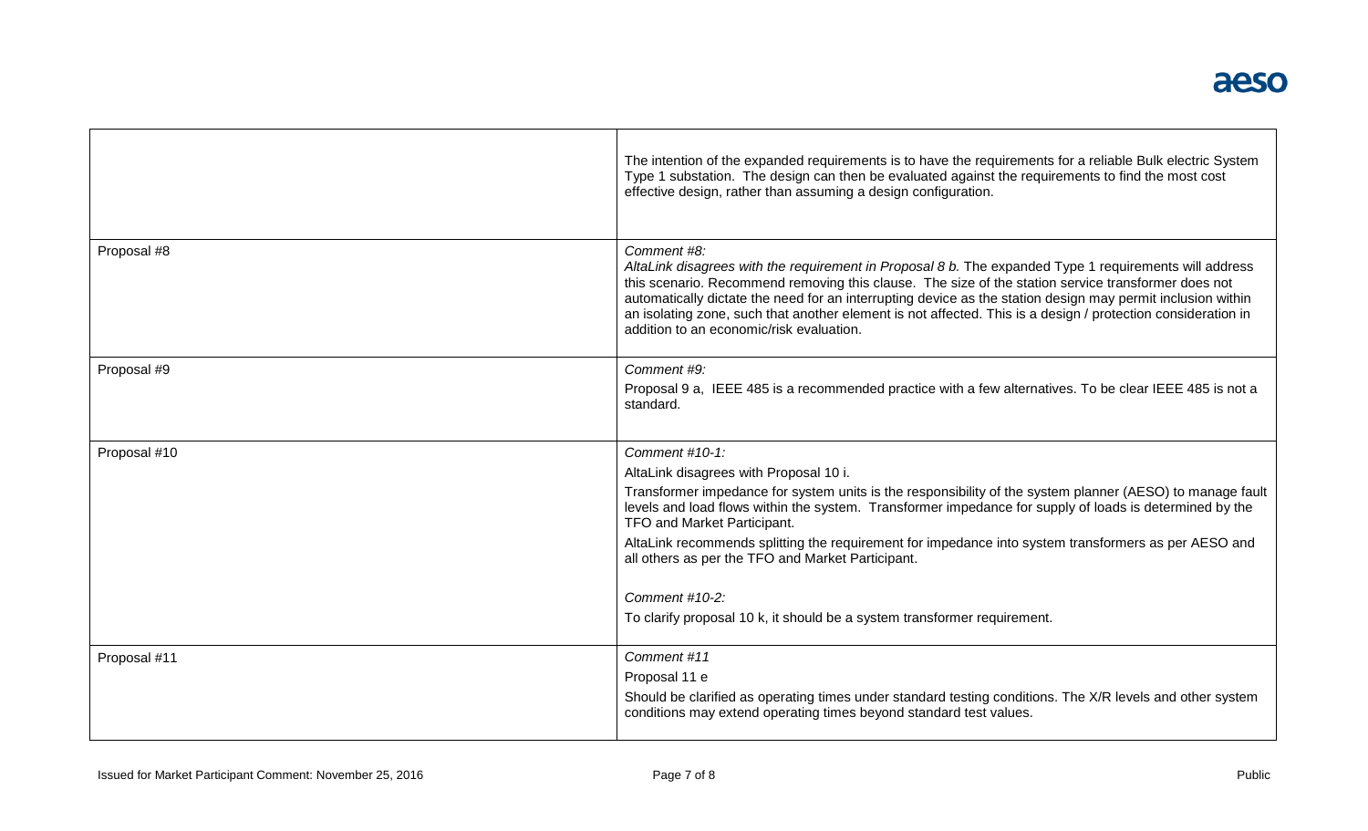| | |
|---|---|
| | The intention of the expanded requirements is to have the requirements for a reliable Bulk electric System Type 1 substation. The design can then be evaluated against the requirements to find the most cost effective design, rather than assuming a design configuration. |
| Proposal #8 | *Comment #8:*<br>*AltaLink disagrees with the requirement in Proposal 8 b.* The expanded Type 1 requirements will address this scenario. Recommend removing this clause. The size of the station service transformer does not automatically dictate the need for an interrupting device as the station design may permit inclusion within an isolating zone, such that another element is not affected. This is a design / protection consideration in addition to an economic/risk evaluation. |
| Proposal #9 | *Comment #9:*<br>Proposal 9 a, IEEE 485 is a recommended practice with a few alternatives. To be clear IEEE 485 is not a standard. |
| Proposal #10 | *Comment #10-1:*<br>AltaLink disagrees with Proposal 10 i.<br>Transformer impedance for system units is the responsibility of the system planner (AESO) to manage fault levels and load flows within the system. Transformer impedance for supply of loads is determined by the TFO and Market Participant.<br>AltaLink recommends splitting the requirement for impedance into system transformers as per AESO and all others as per the TFO and Market Participant.<br><br>*Comment #10-2:*<br>To clarify proposal 10 k, it should be a system transformer requirement. |
| Proposal #11 | *Comment #11*<br>Proposal 11 e<br>Should be clarified as operating times under standard testing conditions. The X/R levels and other system conditions may extend operating times beyond standard test values. |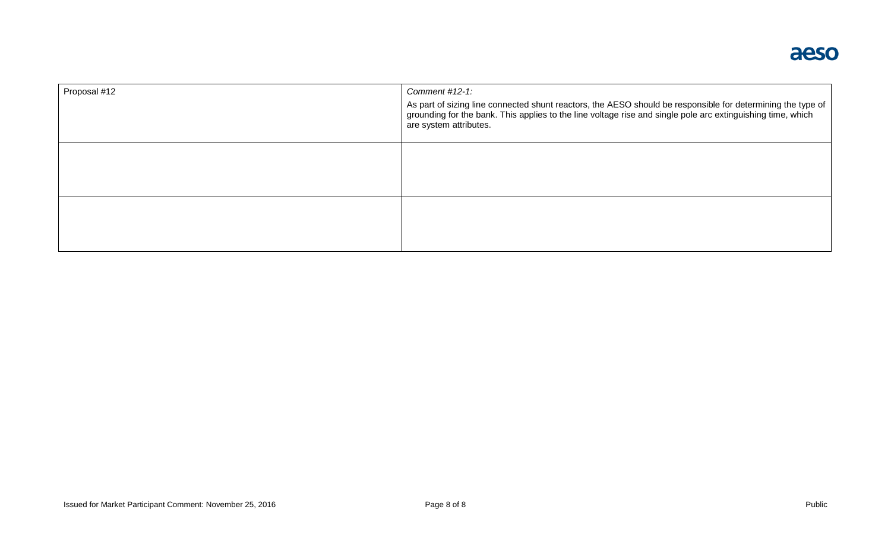| | |
|---|---|
| Proposal #12 | *Comment #12-1:* As part of sizing line connected shunt reactors, the AESO should be responsible for determining the type of grounding for the bank. This applies to the line voltage rise and single pole arc extinguishing time, which are system attributes. |
| | |
| | |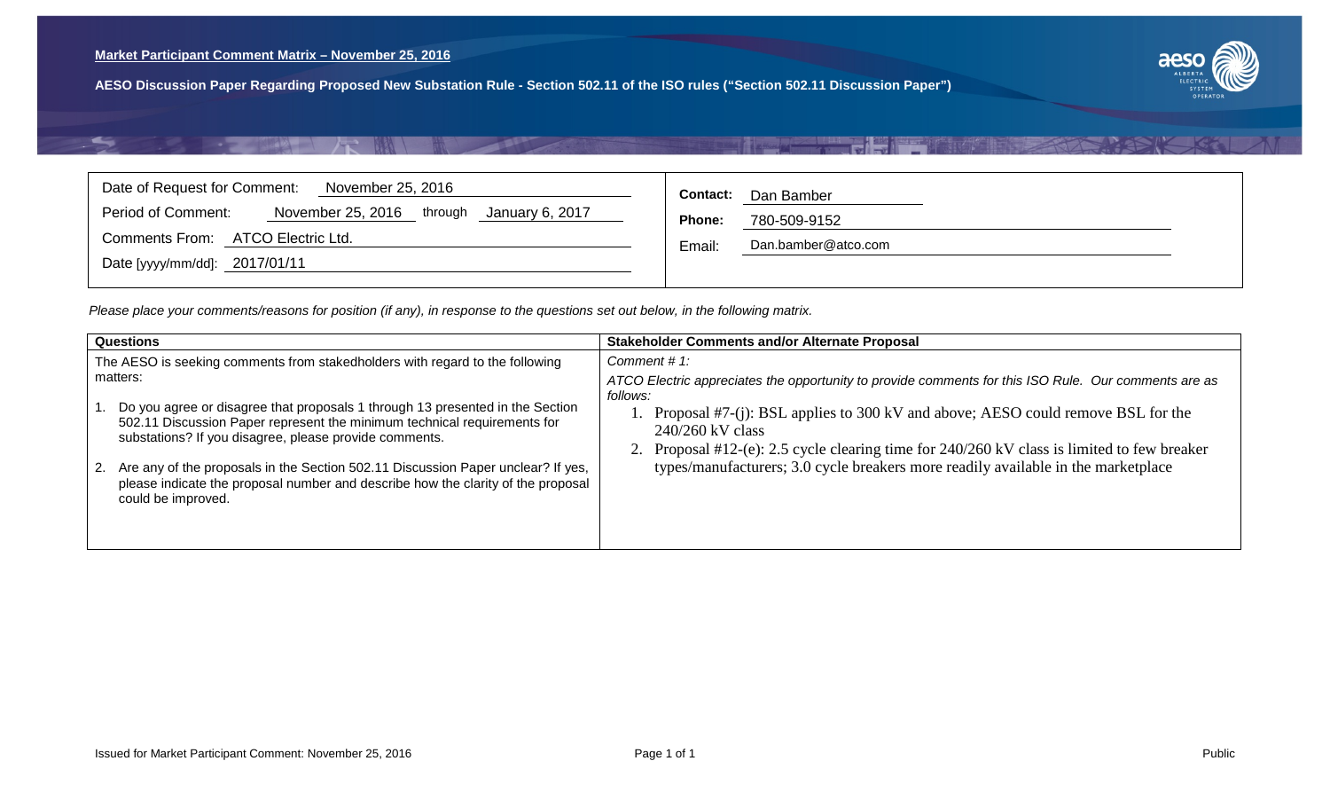**Market Participant Comment Matrix – November 25, 2016**

**AESO Discussion Paper Regarding Proposed New Substation Rule - Section 502.11 of the ISO rules ("Section 502.11 Discussion Paper")**

| | |
|---|---|
| Date of Request for Comment: November 25, 2016 | **Contact:** Dan Bamber |
| Period of Comment: November 25, 2016 through January 6, 2017 | **Phone:** 780-509-9152 |
| Comments From: ATCO Electric Ltd. | Email: Dan.bamber@atco.com |
| Date [yyyy/mm/dd]: 2017/01/11 | |

*Please place your comments/reasons for position (if any), in response to the questions set out below, in the following matrix.*

| Questions | Stakeholder Comments and/or Alternate Proposal |
|---|---|
| The AESO is seeking comments from stakedholders with regard to the following matters:<br><br>1. Do you agree or disagree that proposals 1 through 13 presented in the Section 502.11 Discussion Paper represent the minimum technical requirements for substations? If you disagree, please provide comments.<br><br>2. Are any of the proposals in the Section 502.11 Discussion Paper unclear? If yes, please indicate the proposal number and describe how the clarity of the proposal could be improved. | *Comment # 1:*<br><br>*ATCO Electric appreciates the opportunity to provide comments for this ISO Rule. Our comments are as follows:*<br>1. Proposal #7-(j): BSL applies to 300 kV and above; AESO could remove BSL for the 240/260 kV class<br>2. Proposal #12-(e): 2.5 cycle clearing time for 240/260 kV class is limited to few breaker types/manufacturers; 3.0 cycle breakers more readily available in the marketplace |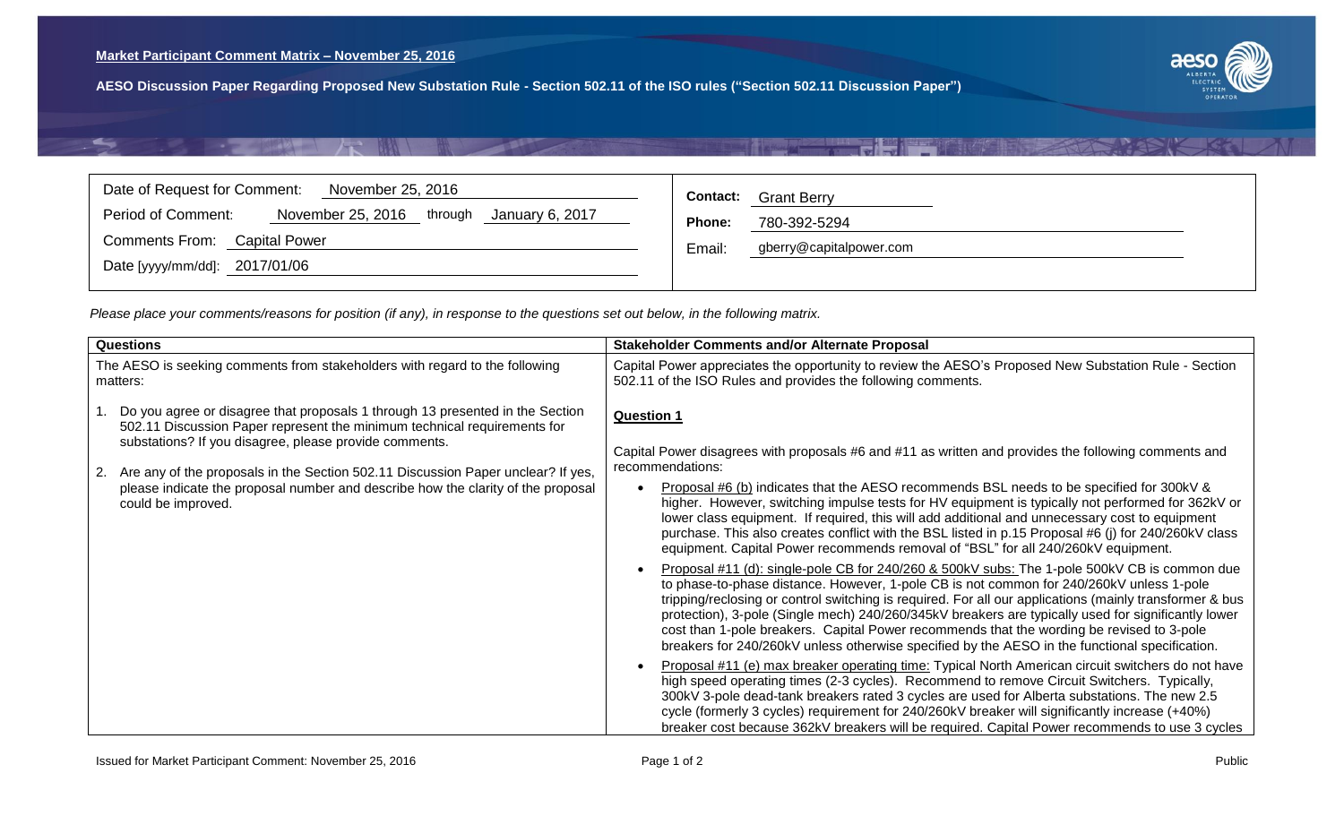**Market Participant Comment Matrix – November 25, 2016**

**AESO Discussion Paper Regarding Proposed New Substation Rule - Section 502.11 of the ISO rules ("Section 502.11 Discussion Paper")**

| | |
|---|---|
| Date of Request for Comment: November 25, 2016 | **Contact:** Grant Berry |
| Period of Comment: November 25, 2016 through January 6, 2017 | **Phone:** 780-392-5294 |
| Comments From: Capital Power | Email: gberry@capitalpower.com |
| Date [yyyy/mm/dd]: 2017/01/06 | |

*Please place your comments/reasons for position (if any), in response to the questions set out below, in the following matrix.*

| Questions | Stakeholder Comments and/or Alternate Proposal |
|---|---|
| The AESO is seeking comments from stakeholders with regard to the following matters:<br><br>1. Do you agree or disagree that proposals 1 through 13 presented in the Section 502.11 Discussion Paper represent the minimum technical requirements for substations? If you disagree, please provide comments.<br><br>2. Are any of the proposals in the Section 502.11 Discussion Paper unclear? If yes, please indicate the proposal number and describe how the clarity of the proposal could be improved. | Capital Power appreciates the opportunity to review the AESO's Proposed New Substation Rule - Section 502.11 of the ISO Rules and provides the following comments.<br><br>**Question 1**<br><br>Capital Power disagrees with proposals #6 and #11 as written and provides the following comments and recommendations:<br><br>• Proposal #6 (b) indicates that the AESO recommends BSL needs to be specified for 300kV & higher. However, switching impulse tests for HV equipment is typically not performed for 362kV or lower class equipment. If required, this will add additional and unnecessary cost to equipment purchase. This also creates conflict with the BSL listed in p.15 Proposal #6 (j) for 240/260kV class equipment. Capital Power recommends removal of "BSL" for all 240/260kV equipment.<br><br>• Proposal #11 (d): single-pole CB for 240/260 & 500kV subs: The 1-pole 500kV CB is common due to phase-to-phase distance. However, 1-pole CB is not common for 240/260kV unless 1-pole tripping/reclosing or control switching is required. For all our applications (mainly transformer & bus protection), 3-pole (Single mech) 240/260/345kV breakers are typically used for significantly lower cost than 1-pole breakers. Capital Power recommends that the wording be revised to 3-pole breakers for 240/260kV unless otherwise specified by the AESO in the functional specification.<br><br>• Proposal #11 (e) max breaker operating time: Typical North American circuit switchers do not have high speed operating times (2-3 cycles). Recommend to remove Circuit Switchers. Typically, 300kV 3-pole dead-tank breakers rated 3 cycles are used for Alberta substations. The new 2.5 cycle (formerly 3 cycles) requirement for 240/260kV breaker will significantly increase (+40%) breaker cost because 362kV breakers will be required. Capital Power recommends to use 3 cycles |

Issued for Market Participant Comment: November 25, 2016

Public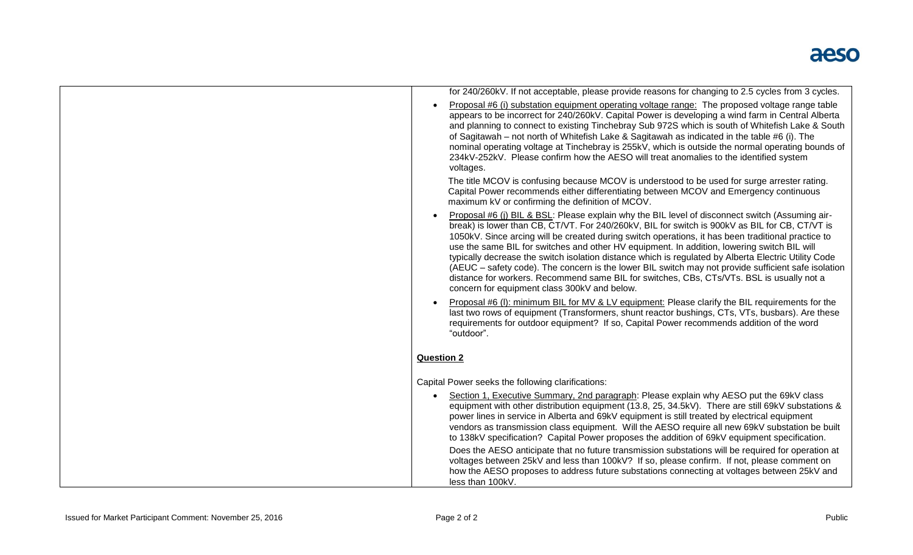| | |
|---|---|
| | for 240/260kV. If not acceptable, please provide reasons for changing to 2.5 cycles from 3 cycles.<br><br>• Proposal #6 (i) substation equipment operating voltage range: The proposed voltage range table appears to be incorrect for 240/260kV. Capital Power is developing a wind farm in Central Alberta and planning to connect to existing Tinchebray Sub 972S which is south of Whitefish Lake & South of Sagitawah – not north of Whitefish Lake & Sagitawah as indicated in the table #6 (i). The nominal operating voltage at Tinchebray is 255kV, which is outside the normal operating bounds of 234kV-252kV. Please confirm how the AESO will treat anomalies to the identified system voltages.<br><br>The title MCOV is confusing because MCOV is understood to be used for surge arrester rating. Capital Power recommends either differentiating between MCOV and Emergency continuous maximum kV or confirming the definition of MCOV.<br><br>• Proposal #6 (j) BIL & BSL: Please explain why the BIL level of disconnect switch (Assuming air-break) is lower than CB, CT/VT. For 240/260kV, BIL for switch is 900kV as BIL for CB, CT/VT is 1050kV. Since arcing will be created during switch operations, it has been traditional practice to use the same BIL for switches and other HV equipment. In addition, lowering switch BIL will typically decrease the switch isolation distance which is regulated by Alberta Electric Utility Code (AEUC – safety code). The concern is the lower BIL switch may not provide sufficient safe isolation distance for workers. Recommend same BIL for switches, CBs, CTs/VTs. BSL is usually not a concern for equipment class 300kV and below.<br><br>• Proposal #6 (l): minimum BIL for MV & LV equipment: Please clarify the BIL requirements for the last two rows of equipment (Transformers, shunt reactor bushings, CTs, VTs, busbars). Are these requirements for outdoor equipment? If so, Capital Power recommends addition of the word "outdoor".<br><br>**Question 2**<br><br>Capital Power seeks the following clarifications:<br><br>• Section 1, Executive Summary, 2nd paragraph: Please explain why AESO put the 69kV class equipment with other distribution equipment (13.8, 25, 34.5kV). There are still 69kV substations & power lines in service in Alberta and 69kV equipment is still treated by electrical equipment vendors as transmission class equipment. Will the AESO require all new 69kV substation be built to 138kV specification? Capital Power proposes the addition of 69kV equipment specification.<br><br>Does the AESO anticipate that no future transmission substations will be required for operation at voltages between 25kV and less than 100kV? If so, please confirm. If not, please comment on how the AESO proposes to address future substations connecting at voltages between 25kV and less than 100kV. |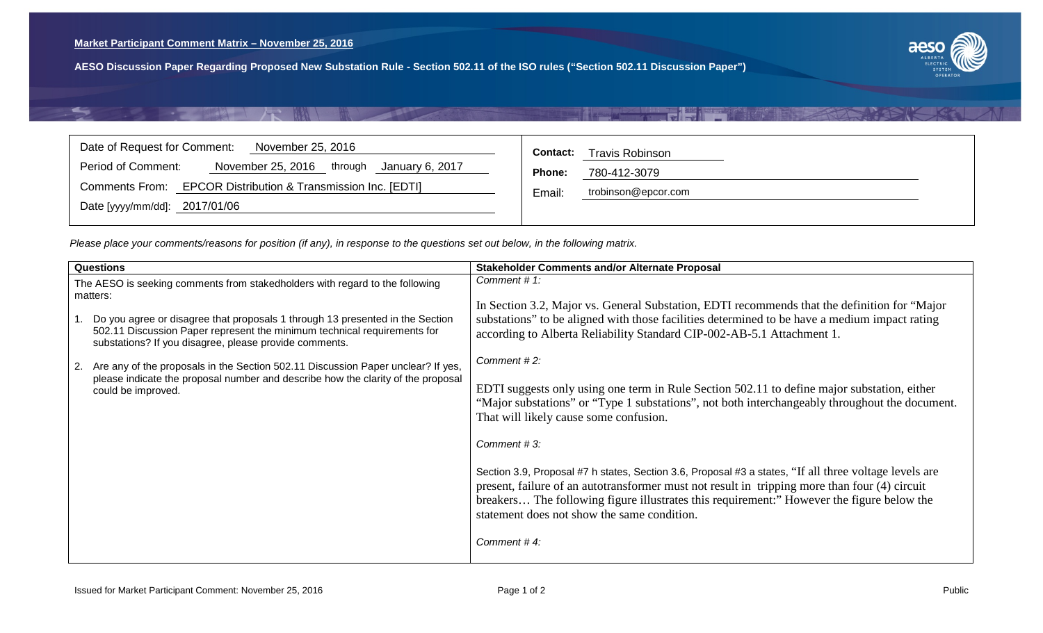**Market Participant Comment Matrix – November 25, 2016**

**AESO Discussion Paper Regarding Proposed New Substation Rule - Section 502.11 of the ISO rules ("Section 502.11 Discussion Paper")**

| | |
|---|---|
| Date of Request for Comment: November 25, 2016 | **Contact:** Travis Robinson |
| Period of Comment: November 25, 2016 through January 6, 2017 | **Phone:** 780-412-3079 |
| Comments From: EPCOR Distribution & Transmission Inc. [EDTI] | Email: trobinson@epcor.com |
| Date [yyyy/mm/dd]: 2017/01/06 | |

*Please place your comments/reasons for position (if any), in response to the questions set out below, in the following matrix.*

| Questions | Stakeholder Comments and/or Alternate Proposal |
|---|---|
| The AESO is seeking comments from stakedholders with regard to the following matters:<br><br>1. Do you agree or disagree that proposals 1 through 13 presented in the Section 502.11 Discussion Paper represent the minimum technical requirements for substations? If you disagree, please provide comments.<br><br>2. Are any of the proposals in the Section 502.11 Discussion Paper unclear? If yes, please indicate the proposal number and describe how the clarity of the proposal could be improved. | *Comment # 1:*<br><br>In Section 3.2, Major vs. General Substation, EDTI recommends that the definition for "Major substations" to be aligned with those facilities determined to be have a medium impact rating according to Alberta Reliability Standard CIP-002-AB-5.1 Attachment 1.<br><br>*Comment # 2:*<br><br>EDTI suggests only using one term in Rule Section 502.11 to define major substation, either "Major substations" or "Type 1 substations", not both interchangeably throughout the document. That will likely cause some confusion.<br><br>*Comment # 3:*<br><br>Section 3.9, Proposal #7 h states, Section 3.6, Proposal #3 a states, "If all three voltage levels are present, failure of an autotransformer must not result in tripping more than four (4) circuit breakers… The following figure illustrates this requirement:" However the figure below the statement does not show the same condition.<br><br>*Comment # 4:* |

Issued for Market Participant Comment: November 25, 2016

Public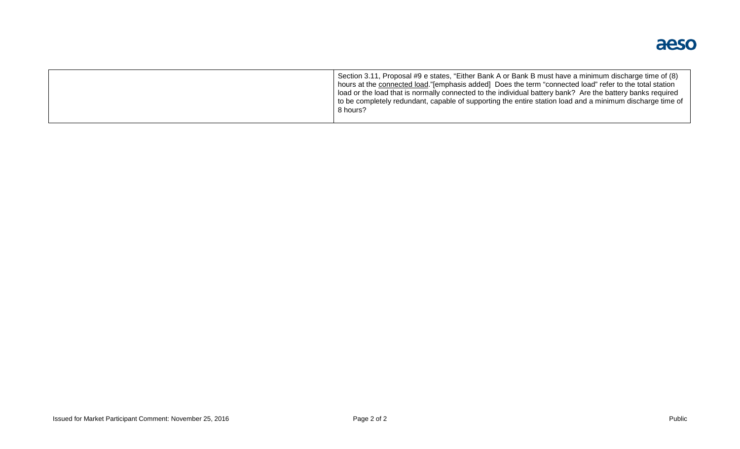| | |
|---|---|
| | Section 3.11, Proposal #9 e states, "Either Bank A or Bank B must have a minimum discharge time of (8) hours at the <u>connected load</u>."[emphasis added] Does the term "connected load" refer to the total station load or the load that is normally connected to the individual battery bank? Are the battery banks required to be completely redundant, capable of supporting the entire station load and a minimum discharge time of 8 hours? |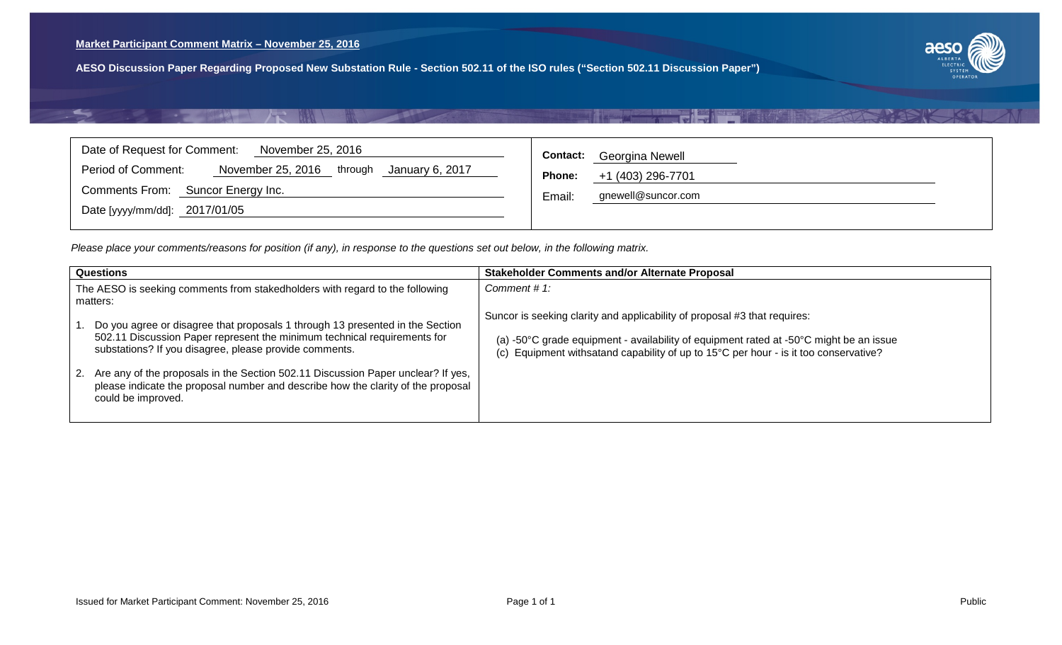**Market Participant Comment Matrix – November 25, 2016**

**AESO Discussion Paper Regarding Proposed New Substation Rule - Section 502.11 of the ISO rules ("Section 502.11 Discussion Paper")**

| | |
|---|---|
| Date of Request for Comment: November 25, 2016 | **Contact:** Georgina Newell |
| Period of Comment: November 25, 2016 through January 6, 2017 | **Phone:** +1 (403) 296-7701 |
| Comments From: Suncor Energy Inc. | Email: gnewell@suncor.com |
| Date [yyyy/mm/dd]: 2017/01/05 | |

*Please place your comments/reasons for position (if any), in response to the questions set out below, in the following matrix.*

| Questions | Stakeholder Comments and/or Alternate Proposal |
|---|---|
| The AESO is seeking comments from stakedholders with regard to the following matters:<br><br>1. Do you agree or disagree that proposals 1 through 13 presented in the Section 502.11 Discussion Paper represent the minimum technical requirements for substations? If you disagree, please provide comments.<br><br>2. Are any of the proposals in the Section 502.11 Discussion Paper unclear? If yes, please indicate the proposal number and describe how the clarity of the proposal could be improved. | *Comment # 1:*<br><br>Suncor is seeking clarity and applicability of proposal #3 that requires:<br><br>(a) -50°C grade equipment - availability of equipment rated at -50°C might be an issue<br>(c) Equipment withsatand capability of up to 15°C per hour - is it too conservative? |

Issued for Market Participant Comment: November 25, 2016 Public